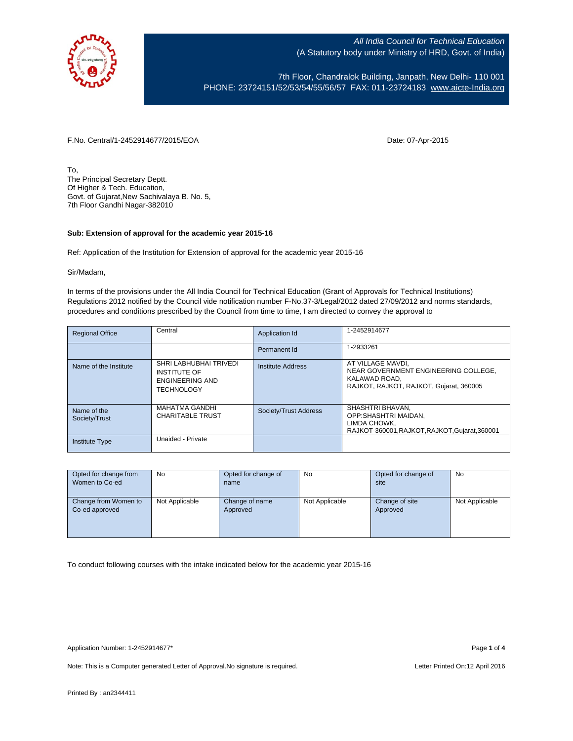All India Council for Technical Education
(A Statutory body under Ministry of HRD, Govt. of India)

7th Floor, Chandralok Building, Janpath, New Delhi- 110 001
PHONE: 23724151/52/53/54/55/56/57 FAX: 011-23724183 www.aicte-India.org

F.No. Central/1-2452914677/2015/EOA

Date: 07-Apr-2015

To,
The Principal Secretary Deptt.
Of Higher & Tech. Education,
Govt. of Gujarat,New Sachivalaya B. No. 5,
7th Floor Gandhi Nagar-382010

**Sub: Extension of approval for the academic year 2015-16**

Ref: Application of the Institution for Extension of approval for the academic year 2015-16

Sir/Madam,

In terms of the provisions under the All India Council for Technical Education (Grant of Approvals for Technical Institutions) Regulations 2012 notified by the Council vide notification number F-No.37-3/Legal/2012 dated 27/09/2012 and norms standards, procedures and conditions prescribed by the Council from time to time, I am directed to convey the approval to

| Regional Office | Central | Application Id | 1-2452914677 |
|---|---|---|---|
| | | Permanent Id | 1-2933261 |
| Name of the Institute | SHRI LABHUBHAI TRIVEDI INSTITUTE OF ENGINEERING AND TECHNOLOGY | Institute Address | AT VILLAGE MAVDI, NEAR GOVERNMENT ENGINEERING COLLEGE, KALAWAD ROAD, RAJKOT, RAJKOT, RAJKOT, Gujarat, 360005 |
| Name of the Society/Trust | MAHATMA GANDHI CHARITABLE TRUST | Society/Trust Address | SHASHTRI BHAVAN, OPP:SHASHTRI MAIDAN, LIMDA CHOWK, RAJKOT-360001,RAJKOT,RAJKOT,Gujarat,360001 |
| Institute Type | Unaided - Private | | |

| Opted for change from Women to Co-ed | No | Opted for change of name | No | Opted for change of site | No |
|---|---|---|---|---|---|
| Change from Women to Co-ed approved | Not Applicable | Change of name Approved | Not Applicable | Change of site Approved | Not Applicable |

To conduct following courses with the intake indicated below for the academic year 2015-16

Application Number: 1-2452914677*

Note: This is a Computer generated Letter of Approval.No signature is required.

Letter Printed On:12 April 2016

Printed By : an2344411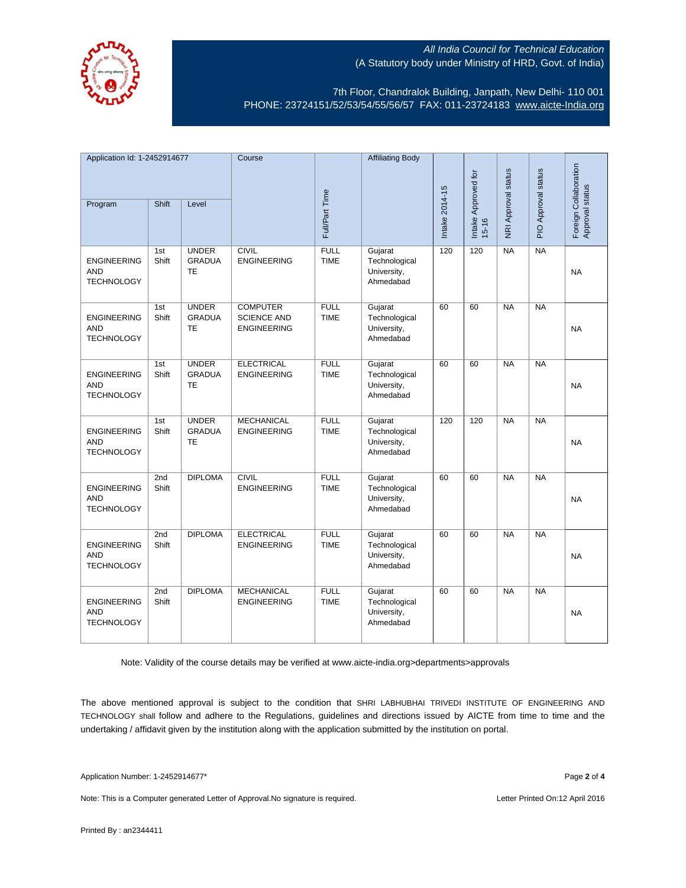All India Council for Technical Education
(A Statutory body under Ministry of HRD, Govt. of India)

7th Floor, Chandralok Building, Janpath, New Delhi- 110 001
PHONE: 23724151/52/53/54/55/56/57 FAX: 011-23724183 www.aicte-India.org

| Application Id: 1-2452914677 | | | Course | Full/Part Time | Affiliating Body | Intake 2014-15 | Intake Approved for 15-16 | NRI Approval status | PIO Approval status | Foreign Collaboration Approval status |
|---|---|---|---|---|---|---|---|---|---|---|
| Program | Shift | Level | | | | | | | | |
| ENGINEERING AND TECHNOLOGY | 1st Shift | UNDER GRADUATE | CIVIL ENGINEERING | FULL TIME | Gujarat Technological University, Ahmedabad | 120 | 120 | NA | NA | NA |
| ENGINEERING AND TECHNOLOGY | 1st Shift | UNDER GRADUATE | COMPUTER SCIENCE AND ENGINEERING | FULL TIME | Gujarat Technological University, Ahmedabad | 60 | 60 | NA | NA | NA |
| ENGINEERING AND TECHNOLOGY | 1st Shift | UNDER GRADUATE | ELECTRICAL ENGINEERING | FULL TIME | Gujarat Technological University, Ahmedabad | 60 | 60 | NA | NA | NA |
| ENGINEERING AND TECHNOLOGY | 1st Shift | UNDER GRADUATE | MECHANICAL ENGINEERING | FULL TIME | Gujarat Technological University, Ahmedabad | 120 | 120 | NA | NA | NA |
| ENGINEERING AND TECHNOLOGY | 2nd Shift | DIPLOMA | CIVIL ENGINEERING | FULL TIME | Gujarat Technological University, Ahmedabad | 60 | 60 | NA | NA | NA |
| ENGINEERING AND TECHNOLOGY | 2nd Shift | DIPLOMA | ELECTRICAL ENGINEERING | FULL TIME | Gujarat Technological University, Ahmedabad | 60 | 60 | NA | NA | NA |
| ENGINEERING AND TECHNOLOGY | 2nd Shift | DIPLOMA | MECHANICAL ENGINEERING | FULL TIME | Gujarat Technological University, Ahmedabad | 60 | 60 | NA | NA | NA |

Note: Validity of the course details may be verified at www.aicte-india.org>departments>approvals

The above mentioned approval is subject to the condition that SHRI LABHUBHAI TRIVEDI INSTITUTE OF ENGINEERING AND TECHNOLOGY shall follow and adhere to the Regulations, guidelines and directions issued by AICTE from time to time and the undertaking / affidavit given by the institution along with the application submitted by the institution on portal.

Application Number: 1-2452914677*

Note: This is a Computer generated Letter of Approval.No signature is required.

Letter Printed On:12 April 2016

Printed By : an2344411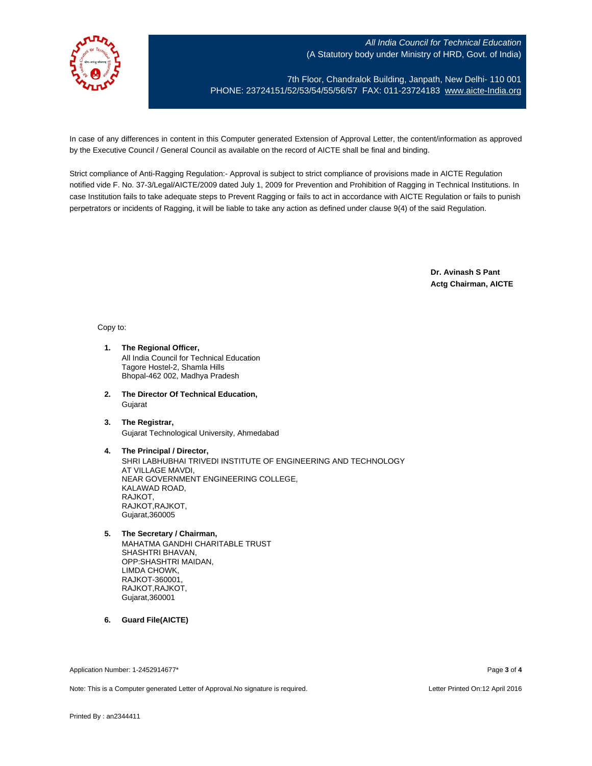In case of any differences in content in this Computer generated Extension of Approval Letter, the content/information as approved by the Executive Council / General Council as available on the record of AICTE shall be final and binding.

Strict compliance of Anti-Ragging Regulation:- Approval is subject to strict compliance of provisions made in AICTE Regulation notified vide F. No. 37-3/Legal/AICTE/2009 dated July 1, 2009 for Prevention and Prohibition of Ragging in Technical Institutions. In case Institution fails to take adequate steps to Prevent Ragging or fails to act in accordance with AICTE Regulation or fails to punish perpetrators or incidents of Ragging, it will be liable to take any action as defined under clause 9(4) of the said Regulation.

**Dr. Avinash S Pant**
**Actg Chairman, AICTE**

Copy to:

1. **The Regional Officer,**
   All India Council for Technical Education
   Tagore Hostel-2, Shamla Hills
   Bhopal-462 002, Madhya Pradesh

2. **The Director Of Technical Education,**
   Gujarat

3. **The Registrar,**
   Gujarat Technological University, Ahmedabad

4. **The Principal / Director,**
   SHRI LABHUBHAI TRIVEDI INSTITUTE OF ENGINEERING AND TECHNOLOGY
   AT VILLAGE MAVDI,
   NEAR GOVERNMENT ENGINEERING COLLEGE,
   KALAWAD ROAD,
   RAJKOT,
   RAJKOT,RAJKOT,
   Gujarat,360005

5. **The Secretary / Chairman,**
   MAHATMA GANDHI CHARITABLE TRUST
   SHASHTRI BHAVAN,
   OPP:SHASHTRI MAIDAN,
   LIMDA CHOWK,
   RAJKOT-360001,
   RAJKOT,RAJKOT,
   Gujarat,360001

6. **Guard File(AICTE)**

Application Number: 1-2452914677*

Note: This is a Computer generated Letter of Approval.No signature is required.

Letter Printed On:12 April 2016

Printed By : an2344411